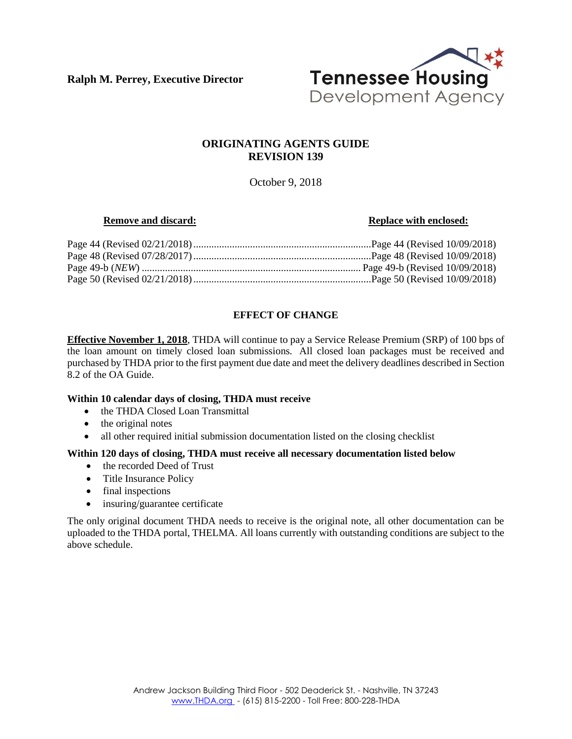**Ralph M. Perrey, Executive Director**

Tennessee Housing Development Agency

## ORIGINATING AGENTS GUIDE
## REVISION 139

October 9, 2018

| **Remove and discard:** | **Replace with enclosed:** |
| --- | --- |
| Page 44 (Revised 02/21/2018) | Page 44 (Revised 10/09/2018) |
| Page 48 (Revised 07/28/2017) | Page 48 (Revised 10/09/2018) |
| Page 49-b (*NEW*) | Page 49-b (Revised 10/09/2018) |
| Page 50 (Revised 02/21/2018) | Page 50 (Revised 10/09/2018) |

### EFFECT OF CHANGE

**Effective November 1, 2018**, THDA will continue to pay a Service Release Premium (SRP) of 100 bps of the loan amount on timely closed loan submissions. All closed loan packages must be received and purchased by THDA prior to the first payment due date and meet the delivery deadlines described in Section 8.2 of the OA Guide.

**Within 10 calendar days of closing, THDA must receive**

- the THDA Closed Loan Transmittal
- the original notes
- all other required initial submission documentation listed on the closing checklist

**Within 120 days of closing, THDA must receive all necessary documentation listed below**

- the recorded Deed of Trust
- Title Insurance Policy
- final inspections
- insuring/guarantee certificate

The only original document THDA needs to receive is the original note, all other documentation can be uploaded to the THDA portal, THELMA. All loans currently with outstanding conditions are subject to the above schedule.

Andrew Jackson Building Third Floor - 502 Deaderick St. - Nashville, TN 37243
www.THDA.org - (615) 815-2200 - Toll Free: 800-228-THDA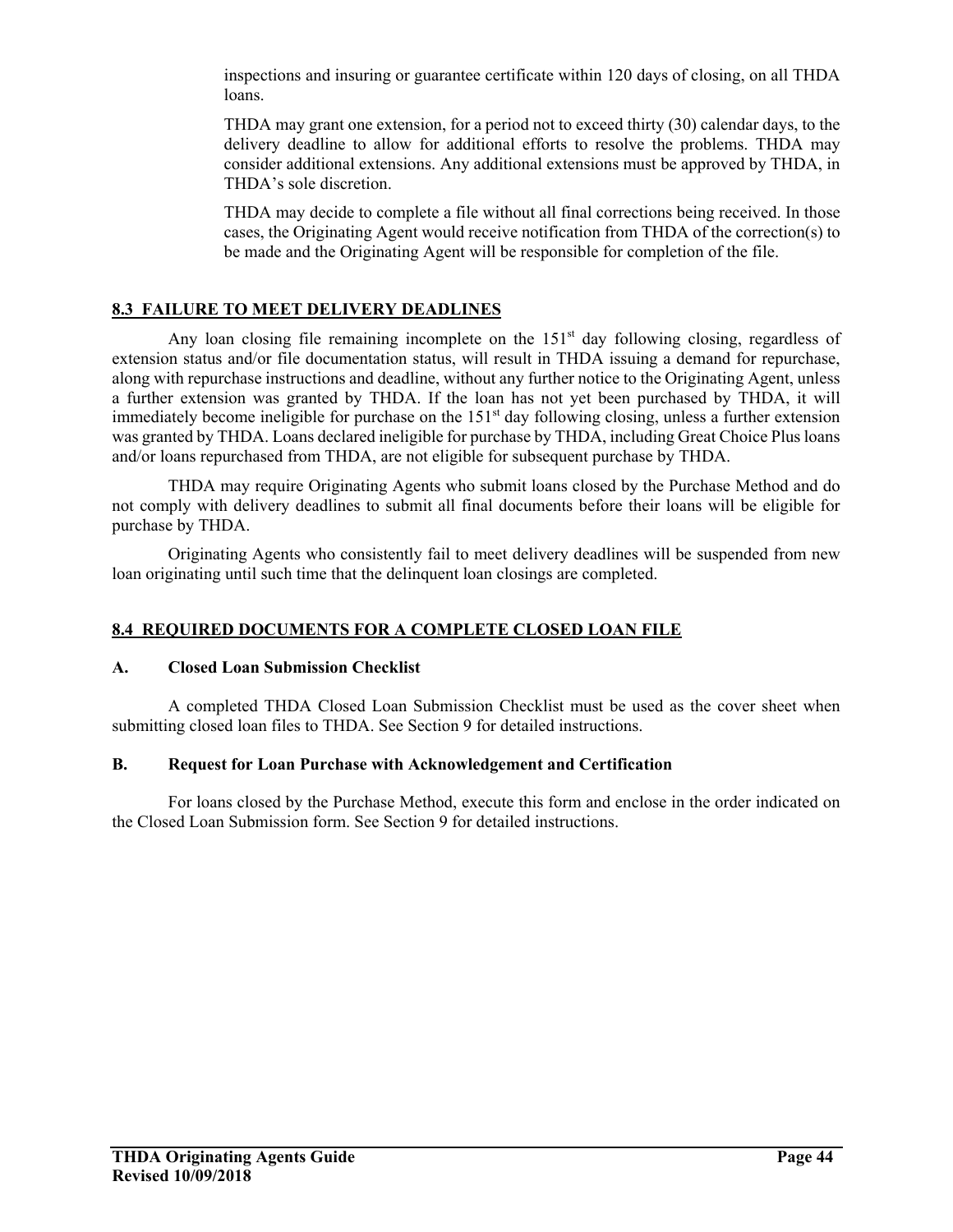inspections and insuring or guarantee certificate within 120 days of closing, on all THDA loans.

THDA may grant one extension, for a period not to exceed thirty (30) calendar days, to the delivery deadline to allow for additional efforts to resolve the problems. THDA may consider additional extensions. Any additional extensions must be approved by THDA, in THDA's sole discretion.

THDA may decide to complete a file without all final corrections being received. In those cases, the Originating Agent would receive notification from THDA of the correction(s) to be made and the Originating Agent will be responsible for completion of the file.

## 8.3 FAILURE TO MEET DELIVERY DEADLINES

Any loan closing file remaining incomplete on the 151st day following closing, regardless of extension status and/or file documentation status, will result in THDA issuing a demand for repurchase, along with repurchase instructions and deadline, without any further notice to the Originating Agent, unless a further extension was granted by THDA. If the loan has not yet been purchased by THDA, it will immediately become ineligible for purchase on the 151st day following closing, unless a further extension was granted by THDA. Loans declared ineligible for purchase by THDA, including Great Choice Plus loans and/or loans repurchased from THDA, are not eligible for subsequent purchase by THDA.

THDA may require Originating Agents who submit loans closed by the Purchase Method and do not comply with delivery deadlines to submit all final documents before their loans will be eligible for purchase by THDA.

Originating Agents who consistently fail to meet delivery deadlines will be suspended from new loan originating until such time that the delinquent loan closings are completed.

## 8.4 REQUIRED DOCUMENTS FOR A COMPLETE CLOSED LOAN FILE

### A. Closed Loan Submission Checklist

A completed THDA Closed Loan Submission Checklist must be used as the cover sheet when submitting closed loan files to THDA. See Section 9 for detailed instructions.

### B. Request for Loan Purchase with Acknowledgement and Certification

For loans closed by the Purchase Method, execute this form and enclose in the order indicated on the Closed Loan Submission form. See Section 9 for detailed instructions.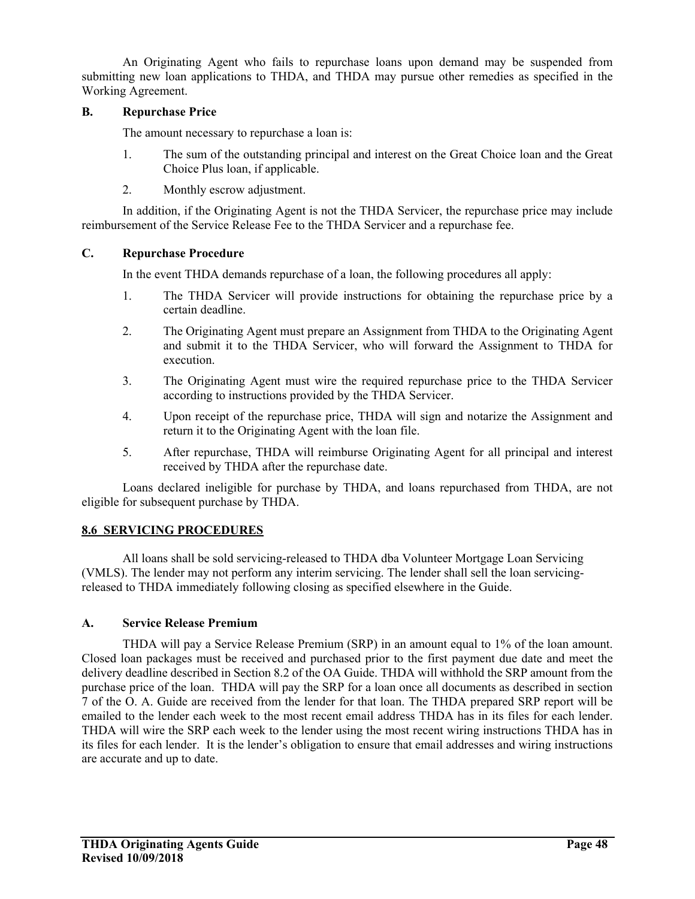An Originating Agent who fails to repurchase loans upon demand may be suspended from submitting new loan applications to THDA, and THDA may pursue other remedies as specified in the Working Agreement.

**B. Repurchase Price**

The amount necessary to repurchase a loan is:

1. The sum of the outstanding principal and interest on the Great Choice loan and the Great Choice Plus loan, if applicable.
2. Monthly escrow adjustment.

In addition, if the Originating Agent is not the THDA Servicer, the repurchase price may include reimbursement of the Service Release Fee to the THDA Servicer and a repurchase fee.

**C. Repurchase Procedure**

In the event THDA demands repurchase of a loan, the following procedures all apply:

1. The THDA Servicer will provide instructions for obtaining the repurchase price by a certain deadline.
2. The Originating Agent must prepare an Assignment from THDA to the Originating Agent and submit it to the THDA Servicer, who will forward the Assignment to THDA for execution.
3. The Originating Agent must wire the required repurchase price to the THDA Servicer according to instructions provided by the THDA Servicer.
4. Upon receipt of the repurchase price, THDA will sign and notarize the Assignment and return it to the Originating Agent with the loan file.
5. After repurchase, THDA will reimburse Originating Agent for all principal and interest received by THDA after the repurchase date.

Loans declared ineligible for purchase by THDA, and loans repurchased from THDA, are not eligible for subsequent purchase by THDA.

## 8.6 SERVICING PROCEDURES

All loans shall be sold servicing-released to THDA dba Volunteer Mortgage Loan Servicing (VMLS). The lender may not perform any interim servicing. The lender shall sell the loan servicing-released to THDA immediately following closing as specified elsewhere in the Guide.

**A. Service Release Premium**

THDA will pay a Service Release Premium (SRP) in an amount equal to 1% of the loan amount. Closed loan packages must be received and purchased prior to the first payment due date and meet the delivery deadline described in Section 8.2 of the OA Guide. THDA will withhold the SRP amount from the purchase price of the loan. THDA will pay the SRP for a loan once all documents as described in section 7 of the O. A. Guide are received from the lender for that loan. The THDA prepared SRP report will be emailed to the lender each week to the most recent email address THDA has in its files for each lender. THDA will wire the SRP each week to the lender using the most recent wiring instructions THDA has in its files for each lender. It is the lender's obligation to ensure that email addresses and wiring instructions are accurate and up to date.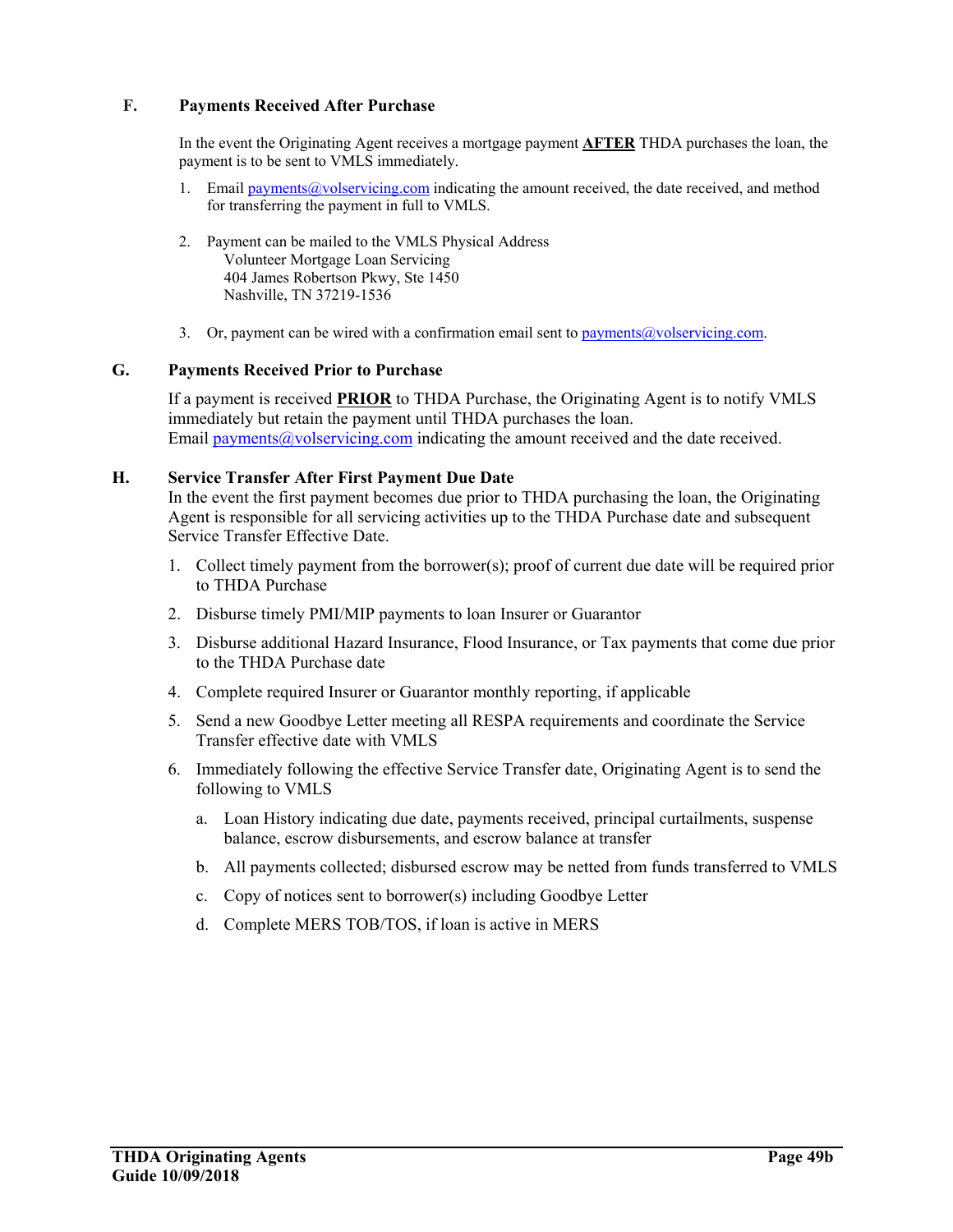### F. Payments Received After Purchase

In the event the Originating Agent receives a mortgage payment **AFTER** THDA purchases the loan, the payment is to be sent to VMLS immediately.

1. Email payments@volservicing.com indicating the amount received, the date received, and method for transferring the payment in full to VMLS.

2. Payment can be mailed to the VMLS Physical Address
   Volunteer Mortgage Loan Servicing
   404 James Robertson Pkwy, Ste 1450
   Nashville, TN 37219-1536

3. Or, payment can be wired with a confirmation email sent to payments@volservicing.com.

### G. Payments Received Prior to Purchase

If a payment is received **PRIOR** to THDA Purchase, the Originating Agent is to notify VMLS immediately but retain the payment until THDA purchases the loan.
Email payments@volservicing.com indicating the amount received and the date received.

### H. Service Transfer After First Payment Due Date

In the event the first payment becomes due prior to THDA purchasing the loan, the Originating Agent is responsible for all servicing activities up to the THDA Purchase date and subsequent Service Transfer Effective Date.

1. Collect timely payment from the borrower(s); proof of current due date will be required prior to THDA Purchase
2. Disburse timely PMI/MIP payments to loan Insurer or Guarantor
3. Disburse additional Hazard Insurance, Flood Insurance, or Tax payments that come due prior to the THDA Purchase date
4. Complete required Insurer or Guarantor monthly reporting, if applicable
5. Send a new Goodbye Letter meeting all RESPA requirements and coordinate the Service Transfer effective date with VMLS
6. Immediately following the effective Service Transfer date, Originating Agent is to send the following to VMLS
   a. Loan History indicating due date, payments received, principal curtailments, suspense balance, escrow disbursements, and escrow balance at transfer
   b. All payments collected; disbursed escrow may be netted from funds transferred to VMLS
   c. Copy of notices sent to borrower(s) including Goodbye Letter
   d. Complete MERS TOB/TOS, if loan is active in MERS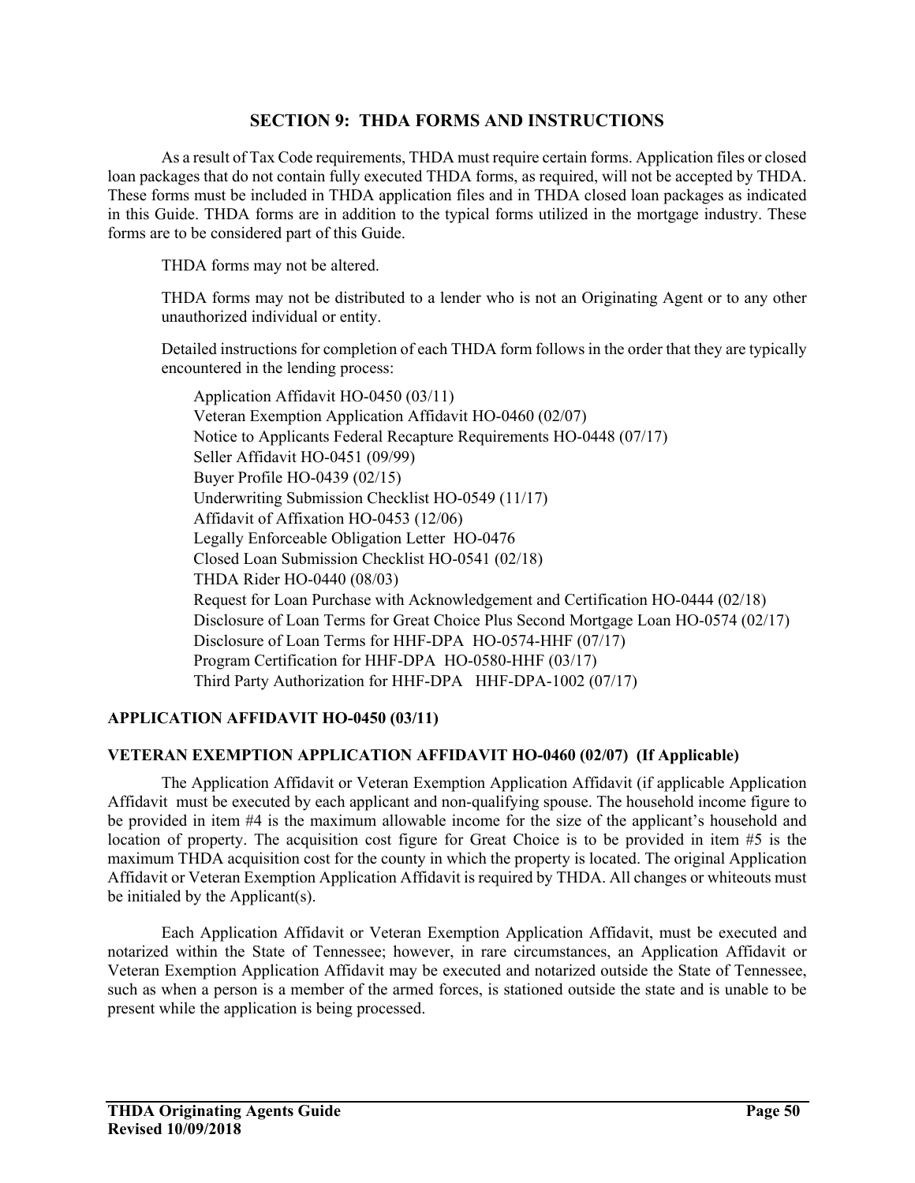## SECTION 9: THDA FORMS AND INSTRUCTIONS

As a result of Tax Code requirements, THDA must require certain forms. Application files or closed loan packages that do not contain fully executed THDA forms, as required, will not be accepted by THDA. These forms must be included in THDA application files and in THDA closed loan packages as indicated in this Guide. THDA forms are in addition to the typical forms utilized in the mortgage industry. These forms are to be considered part of this Guide.

THDA forms may not be altered.

THDA forms may not be distributed to a lender who is not an Originating Agent or to any other unauthorized individual or entity.

Detailed instructions for completion of each THDA form follows in the order that they are typically encountered in the lending process:

Application Affidavit HO-0450 (03/11)
Veteran Exemption Application Affidavit HO-0460 (02/07)
Notice to Applicants Federal Recapture Requirements HO-0448 (07/17)
Seller Affidavit HO-0451 (09/99)
Buyer Profile HO-0439 (02/15)
Underwriting Submission Checklist HO-0549 (11/17)
Affidavit of Affixation HO-0453 (12/06)
Legally Enforceable Obligation Letter HO-0476
Closed Loan Submission Checklist HO-0541 (02/18)
THDA Rider HO-0440 (08/03)
Request for Loan Purchase with Acknowledgement and Certification HO-0444 (02/18)
Disclosure of Loan Terms for Great Choice Plus Second Mortgage Loan HO-0574 (02/17)
Disclosure of Loan Terms for HHF-DPA HO-0574-HHF (07/17)
Program Certification for HHF-DPA HO-0580-HHF (03/17)
Third Party Authorization for HHF-DPA HHF-DPA-1002 (07/17)

### APPLICATION AFFIDAVIT HO-0450 (03/11)

### VETERAN EXEMPTION APPLICATION AFFIDAVIT HO-0460 (02/07) (If Applicable)

The Application Affidavit or Veteran Exemption Application Affidavit (if applicable Application Affidavit must be executed by each applicant and non-qualifying spouse. The household income figure to be provided in item #4 is the maximum allowable income for the size of the applicant's household and location of property. The acquisition cost figure for Great Choice is to be provided in item #5 is the maximum THDA acquisition cost for the county in which the property is located. The original Application Affidavit or Veteran Exemption Application Affidavit is required by THDA. All changes or whiteouts must be initialed by the Applicant(s).

Each Application Affidavit or Veteran Exemption Application Affidavit, must be executed and notarized within the State of Tennessee; however, in rare circumstances, an Application Affidavit or Veteran Exemption Application Affidavit may be executed and notarized outside the State of Tennessee, such as when a person is a member of the armed forces, is stationed outside the state and is unable to be present while the application is being processed.